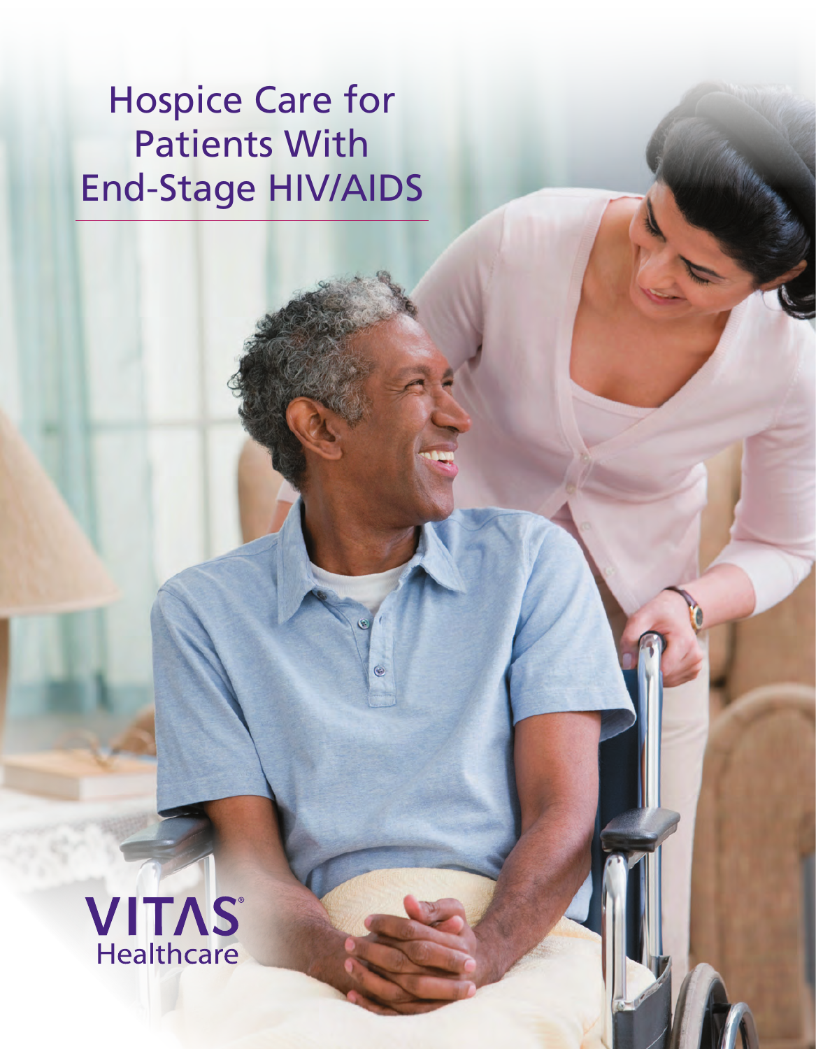# Hospice Care for Patients With End-Stage HIV/AIDS

VITAS® Healthcare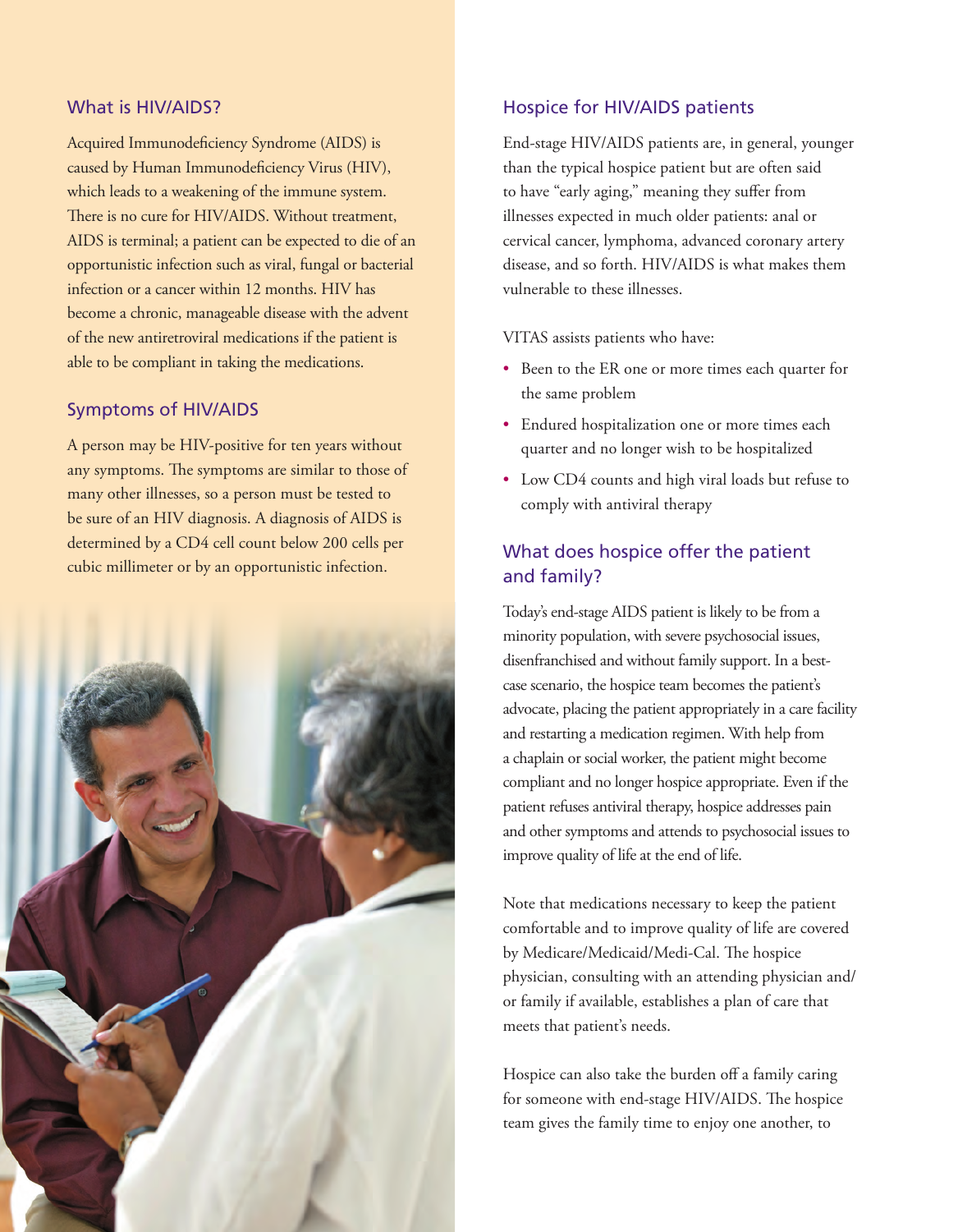## What is HIV/AIDS?

Acquired Immunodeficiency Syndrome (AIDS) is caused by Human Immunodeficiency Virus (HIV), which leads to a weakening of the immune system. There is no cure for HIV/AIDS. Without treatment, AIDS is terminal; a patient can be expected to die of an opportunistic infection such as viral, fungal or bacterial infection or a cancer within 12 months. HIV has become a chronic, manageable disease with the advent of the new antiretroviral medications if the patient is able to be compliant in taking the medications.

## Symptoms of HIV/AIDS

A person may be HIV-positive for ten years without any symptoms. The symptoms are similar to those of many other illnesses, so a person must be tested to be sure of an HIV diagnosis. A diagnosis of AIDS is determined by a CD4 cell count below 200 cells per cubic millimeter or by an opportunistic infection.

## Hospice for HIV/AIDS patients

End-stage HIV/AIDS patients are, in general, younger than the typical hospice patient but are often said to have "early aging," meaning they suffer from illnesses expected in much older patients: anal or cervical cancer, lymphoma, advanced coronary artery disease, and so forth. HIV/AIDS is what makes them vulnerable to these illnesses.

VITAS assists patients who have:

- Been to the ER one or more times each quarter for the same problem
- Endured hospitalization one or more times each quarter and no longer wish to be hospitalized
- Low CD4 counts and high viral loads but refuse to comply with antiviral therapy

## What does hospice offer the patient and family?

Today's end-stage AIDS patient is likely to be from a minority population, with severe psychosocial issues, disenfranchised and without family support. In a best-case scenario, the hospice team becomes the patient's advocate, placing the patient appropriately in a care facility and restarting a medication regimen. With help from a chaplain or social worker, the patient might become compliant and no longer hospice appropriate. Even if the patient refuses antiviral therapy, hospice addresses pain and other symptoms and attends to psychosocial issues to improve quality of life at the end of life.

Note that medications necessary to keep the patient comfortable and to improve quality of life are covered by Medicare/Medicaid/Medi-Cal. The hospice physician, consulting with an attending physician and/or family if available, establishes a plan of care that meets that patient's needs.

Hospice can also take the burden off a family caring for someone with end-stage HIV/AIDS. The hospice team gives the family time to enjoy one another, to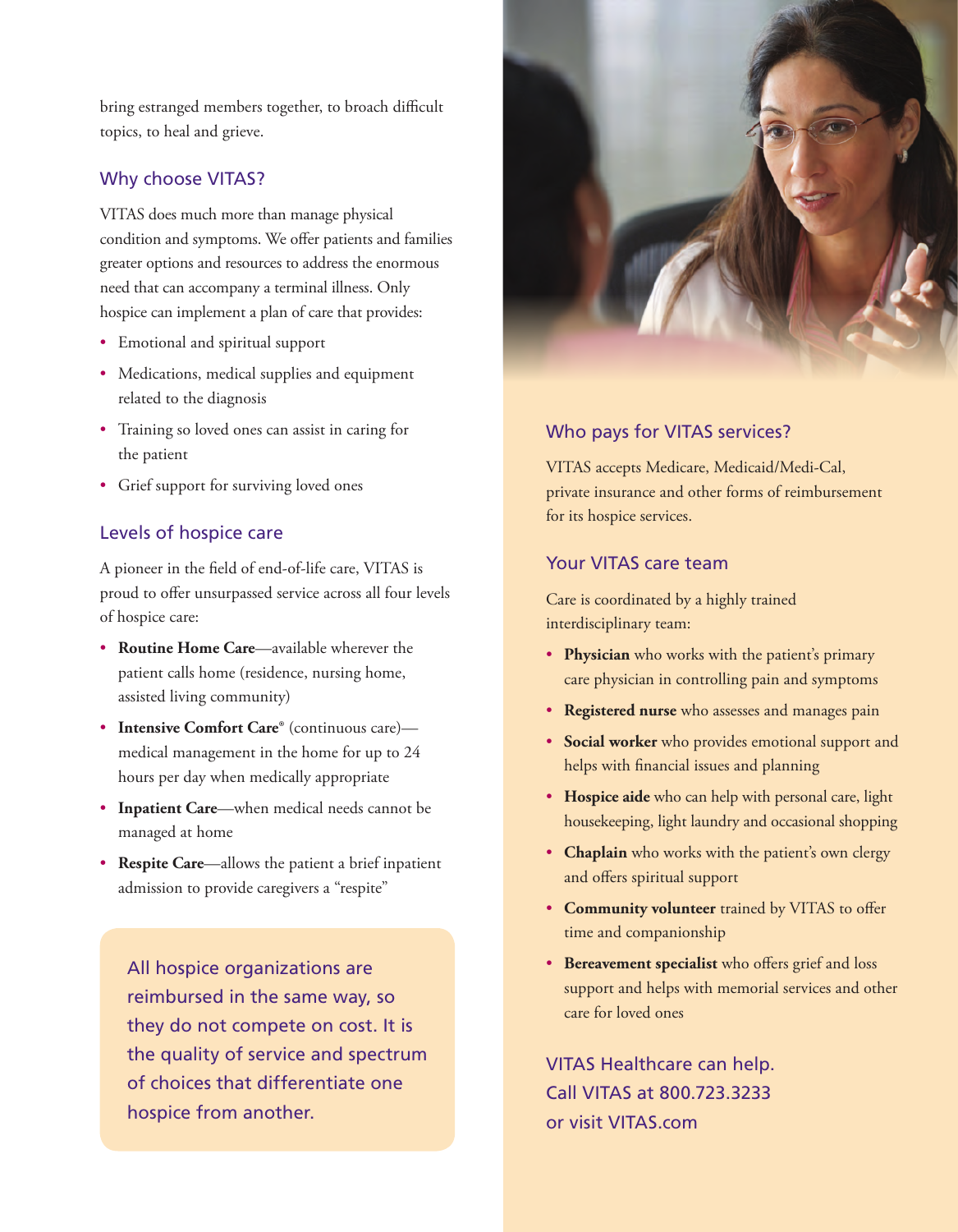bring estranged members together, to broach difficult topics, to heal and grieve.

## Why choose VITAS?

VITAS does much more than manage physical condition and symptoms. We offer patients and families greater options and resources to address the enormous need that can accompany a terminal illness. Only hospice can implement a plan of care that provides:

- Emotional and spiritual support
- Medications, medical supplies and equipment related to the diagnosis
- Training so loved ones can assist in caring for the patient
- Grief support for surviving loved ones

## Levels of hospice care

A pioneer in the field of end-of-life care, VITAS is proud to offer unsurpassed service across all four levels of hospice care:

- **Routine Home Care**—available wherever the patient calls home (residence, nursing home, assisted living community)
- **Intensive Comfort Care®** (continuous care)—medical management in the home for up to 24 hours per day when medically appropriate
- **Inpatient Care**—when medical needs cannot be managed at home
- **Respite Care**—allows the patient a brief inpatient admission to provide caregivers a "respite"

All hospice organizations are reimbursed in the same way, so they do not compete on cost. It is the quality of service and spectrum of choices that differentiate one hospice from another.

## Who pays for VITAS services?

VITAS accepts Medicare, Medicaid/Medi-Cal, private insurance and other forms of reimbursement for its hospice services.

## Your VITAS care team

Care is coordinated by a highly trained interdisciplinary team:

- **Physician** who works with the patient's primary care physician in controlling pain and symptoms
- **Registered nurse** who assesses and manages pain
- **Social worker** who provides emotional support and helps with financial issues and planning
- **Hospice aide** who can help with personal care, light housekeeping, light laundry and occasional shopping
- **Chaplain** who works with the patient's own clergy and offers spiritual support
- **Community volunteer** trained by VITAS to offer time and companionship
- **Bereavement specialist** who offers grief and loss support and helps with memorial services and other care for loved ones

VITAS Healthcare can help.
Call VITAS at 800.723.3233
or visit VITAS.com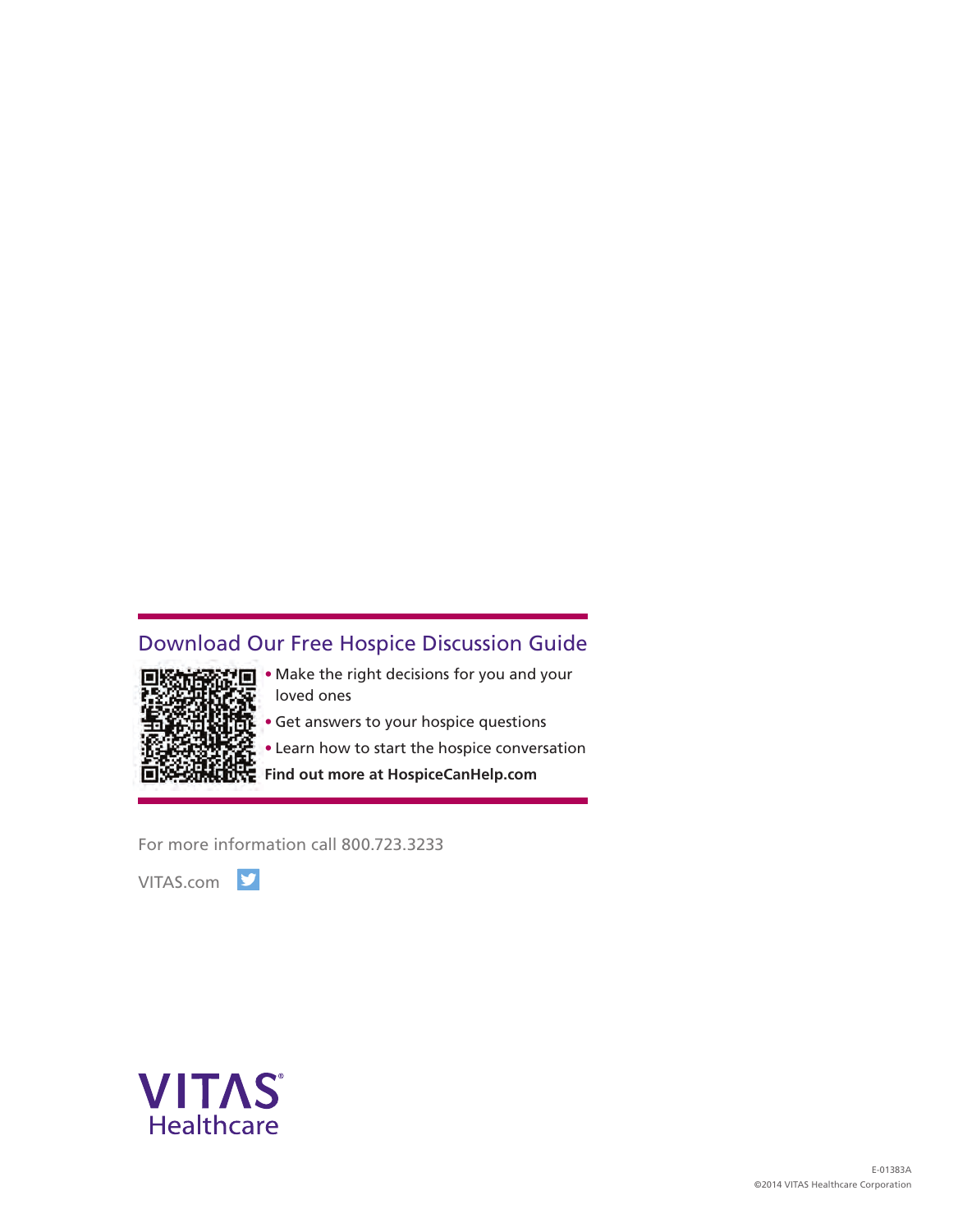## Download Our Free Hospice Discussion Guide

- Make the right decisions for you and your loved ones
- Get answers to your hospice questions
- Learn how to start the hospice conversation

**Find out more at HospiceCanHelp.com**

For more information call 800.723.3233

VITAS.com

VITAS® Healthcare

E-01383A
©2014 VITAS Healthcare Corporation